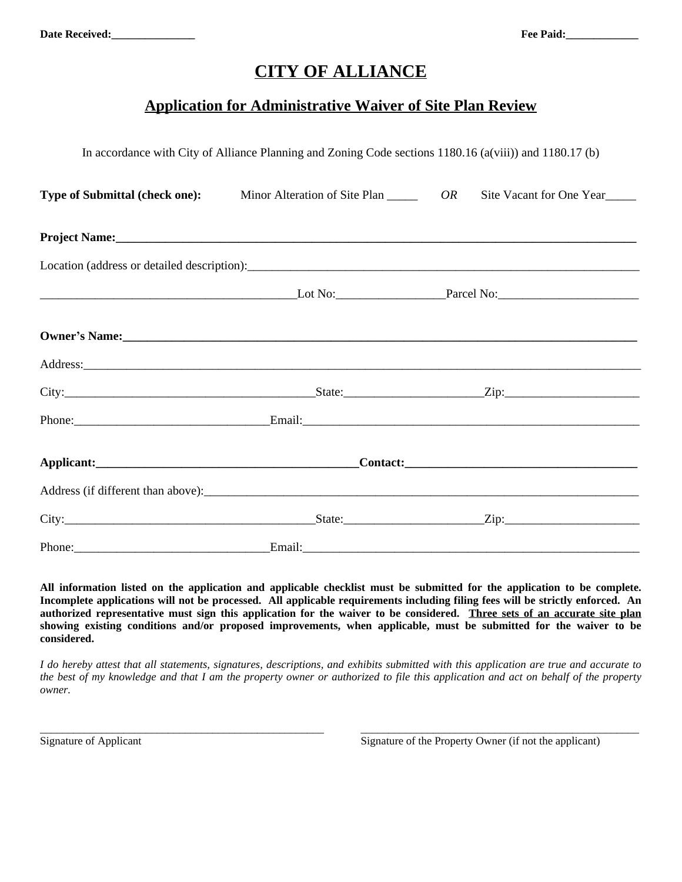**Date Received:_______________** **Fee Paid:_____________**

# CITY OF ALLIANCE

## Application for Administrative Waiver of Site Plan Review

In accordance with City of Alliance Planning and Zoning Code sections 1180.16 (a(viii)) and 1180.17 (b)

**Type of Submittal (check one):** Minor Alteration of Site Plan _____ *OR* Site Vacant for One Year_____

**Project Name:__________________________________________________________________________________**

Location (address or detailed description):_______________________________________________________________

__________________________________________Lot No:_________________Parcel No:_______________________

**Owner's Name:_________________________________________________________________________________**

Address:______________________________________________________________________________________

City:_________________________________________State:______________________Zip:______________________

Phone:_______________________________Email:_________________________________________________________

**Applicant:___________________________________________Contact:_______________________________________**

Address (if different than above):___________________________________________________________________

City:_________________________________________State:______________________Zip:______________________

Phone:_______________________________Email:_________________________________________________________

**All information listed on the application and applicable checklist must be submitted for the application to be complete. Incomplete applications will not be processed. All applicable requirements including filing fees will be strictly enforced. An authorized representative must sign this application for the waiver to be considered. <u>Three sets of an accurate site plan</u> showing existing conditions and/or proposed improvements, when applicable, must be submitted for the waiver to be considered.**

*I do hereby attest that all statements, signatures, descriptions, and exhibits submitted with this application are true and accurate to the best of my knowledge and that I am the property owner or authorized to file this application and act on behalf of the property owner.*

_______________________________________ _______________________________________

Signature of Applicant Signature of the Property Owner (if not the applicant)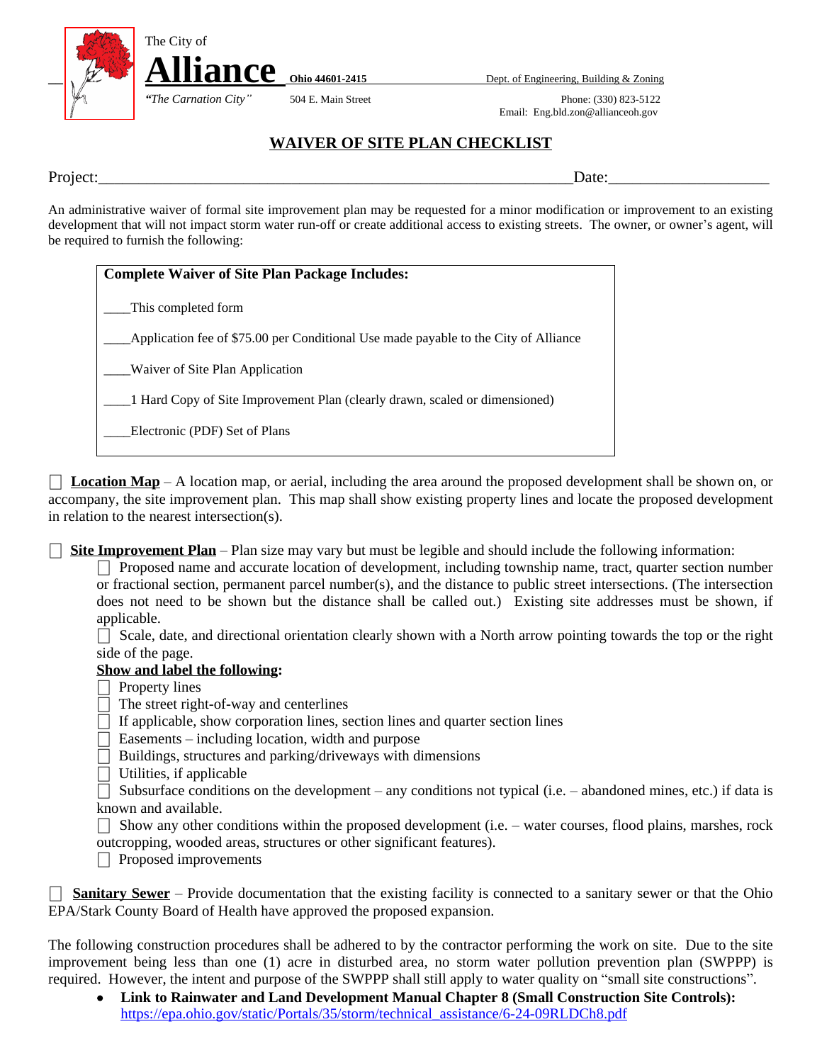The City of

**Alliance** Ohio 44601-2415 Dept. of Engineering, Building & Zoning

*"The Carnation City"* 504 E. Main Street Phone: (330) 823-5122

Email: Eng.bld.zon@allianceoh.gov

## WAIVER OF SITE PLAN CHECKLIST

Project:_____________________________________________________________ Date:___________________

An administrative waiver of formal site improvement plan may be requested for a minor modification or improvement to an existing development that will not impact storm water run-off or create additional access to existing streets. The owner, or owner's agent, will be required to furnish the following:

**Complete Waiver of Site Plan Package Includes:**

____This completed form

____Application fee of $75.00 per Conditional Use made payable to the City of Alliance

____Waiver of Site Plan Application

____1 Hard Copy of Site Improvement Plan (clearly drawn, scaled or dimensioned)

____Electronic (PDF) Set of Plans

☐ **Location Map** – A location map, or aerial, including the area around the proposed development shall be shown on, or accompany, the site improvement plan. This map shall show existing property lines and locate the proposed development in relation to the nearest intersection(s).

☐ **Site Improvement Plan** – Plan size may vary but must be legible and should include the following information:

- ☐ Proposed name and accurate location of development, including township name, tract, quarter section number or fractional section, permanent parcel number(s), and the distance to public street intersections. (The intersection does not need to be shown but the distance shall be called out.) Existing site addresses must be shown, if applicable.
- ☐ Scale, date, and directional orientation clearly shown with a North arrow pointing towards the top or the right side of the page.

**Show and label the following:**

- ☐ Property lines
- ☐ The street right-of-way and centerlines
- ☐ If applicable, show corporation lines, section lines and quarter section lines
- ☐ Easements – including location, width and purpose
- ☐ Buildings, structures and parking/driveways with dimensions
- ☐ Utilities, if applicable
- ☐ Subsurface conditions on the development – any conditions not typical (i.e. – abandoned mines, etc.) if data is known and available.
- ☐ Show any other conditions within the proposed development (i.e. – water courses, flood plains, marshes, rock outcropping, wooded areas, structures or other significant features).
- ☐ Proposed improvements

☐ **Sanitary Sewer** – Provide documentation that the existing facility is connected to a sanitary sewer or that the Ohio EPA/Stark County Board of Health have approved the proposed expansion.

The following construction procedures shall be adhered to by the contractor performing the work on site. Due to the site improvement being less than one (1) acre in disturbed area, no storm water pollution prevention plan (SWPPP) is required. However, the intent and purpose of the SWPPP shall still apply to water quality on "small site constructions".

- **Link to Rainwater and Land Development Manual Chapter 8 (Small Construction Site Controls):** https://epa.ohio.gov/static/Portals/35/storm/technical_assistance/6-24-09RLDCh8.pdf